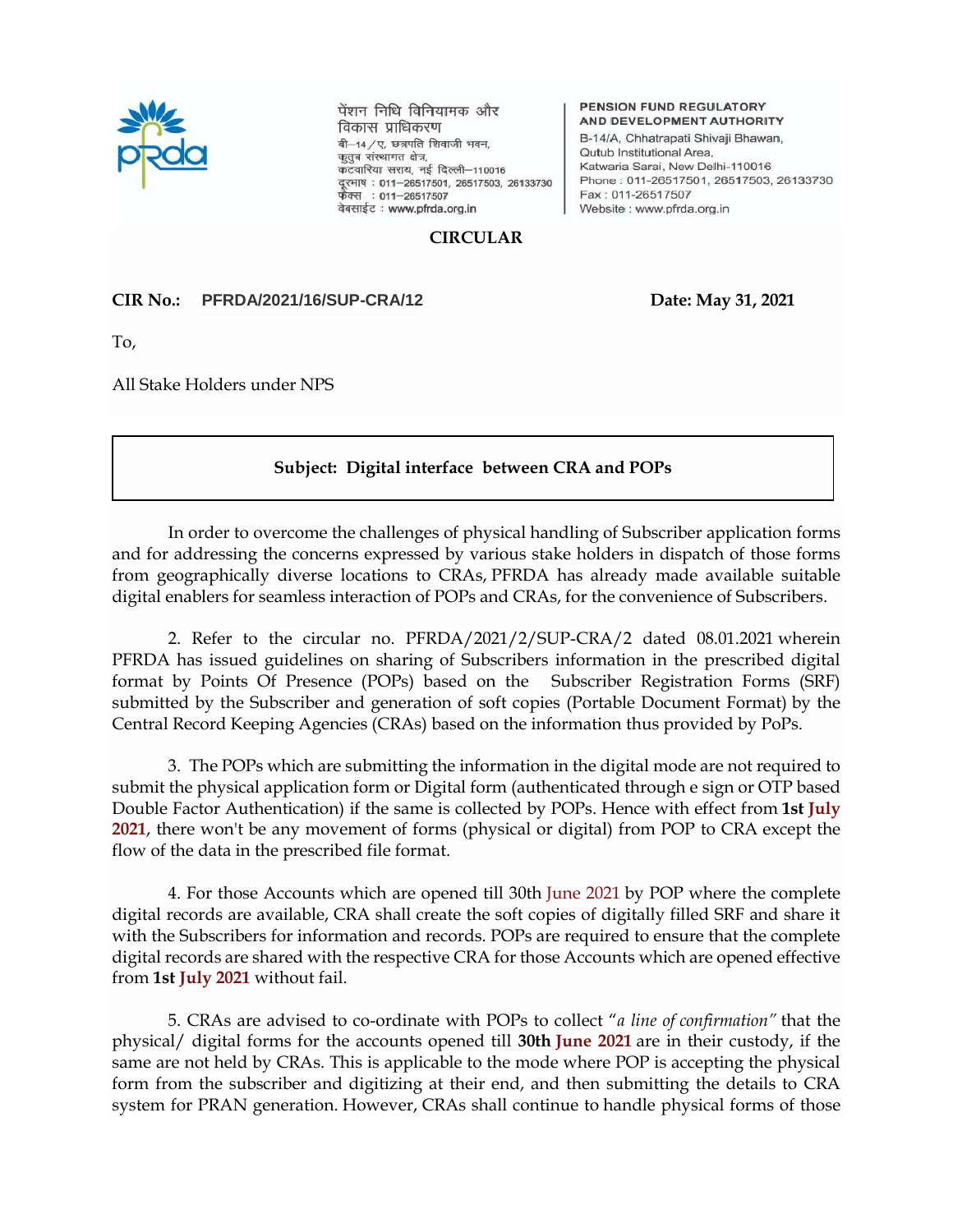पेंशन निधि विनियामक और
विकास प्राधिकरण
बी–14/ए, छत्रपति शिवाजी भवन,
कुतुब संस्थागत क्षेत्र,
कटवारिया सराय, नई दिल्ली–110016
दूरभाष : 011–26517501, 26517503, 26133730
फैक्स : 011–26517507
वेबसाईट : www.pfrda.org.in

**PENSION FUND REGULATORY AND DEVELOPMENT AUTHORITY**
B-14/A, Chhatrapati Shivaji Bhawan,
Qutub Institutional Area,
Katwaria Sarai, New Delhi-110016
Phone : 011-26517501, 26517503, 26133730
Fax : 011-26517507
Website : www.pfrda.org.in

## CIRCULAR

**CIR No.:** **PFRDA/2021/16/SUP-CRA/12** **Date: May 31, 2021**

To,

All Stake Holders under NPS

**Subject: Digital interface between CRA and POPs**

In order to overcome the challenges of physical handling of Subscriber application forms and for addressing the concerns expressed by various stake holders in dispatch of those forms from geographically diverse locations to CRAs, PFRDA has already made available suitable digital enablers for seamless interaction of POPs and CRAs, for the convenience of Subscribers.

2. Refer to the circular no. PFRDA/2021/2/SUP-CRA/2 dated 08.01.2021 wherein PFRDA has issued guidelines on sharing of Subscribers information in the prescribed digital format by Points Of Presence (POPs) based on the Subscriber Registration Forms (SRF) submitted by the Subscriber and generation of soft copies (Portable Document Format) by the Central Record Keeping Agencies (CRAs) based on the information thus provided by PoPs.

3. The POPs which are submitting the information in the digital mode are not required to submit the physical application form or Digital form (authenticated through e sign or OTP based Double Factor Authentication) if the same is collected by POPs. Hence with effect from **1st July 2021**, there won't be any movement of forms (physical or digital) from POP to CRA except the flow of the data in the prescribed file format.

4. For those Accounts which are opened till 30th June 2021 by POP where the complete digital records are available, CRA shall create the soft copies of digitally filled SRF and share it with the Subscribers for information and records. POPs are required to ensure that the complete digital records are shared with the respective CRA for those Accounts which are opened effective from **1st July 2021** without fail.

5. CRAs are advised to co-ordinate with POPs to collect "*a line of confirmation"* that the physical/ digital forms for the accounts opened till **30th June 2021** are in their custody, if the same are not held by CRAs. This is applicable to the mode where POP is accepting the physical form from the subscriber and digitizing at their end, and then submitting the details to CRA system for PRAN generation. However, CRAs shall continue to handle physical forms of those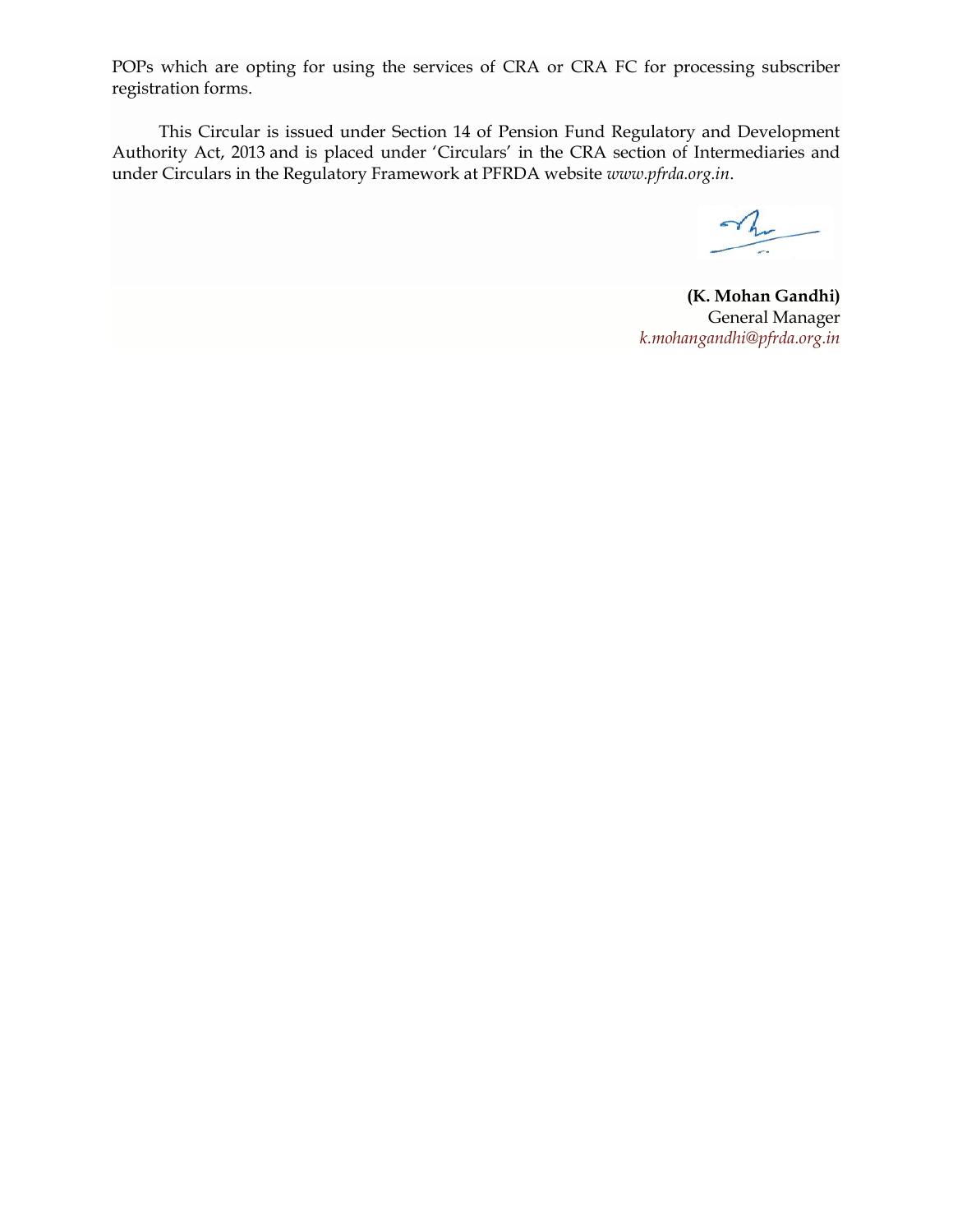POPs which are opting for using the services of CRA or CRA FC for processing subscriber registration forms.

This Circular is issued under Section 14 of Pension Fund Regulatory and Development Authority Act, 2013 and is placed under 'Circulars' in the CRA section of Intermediaries and under Circulars in the Regulatory Framework at PFRDA website *www.pfrda.org.in*.

**(K. Mohan Gandhi)**
General Manager
*k.mohangandhi@pfrda.org.in*